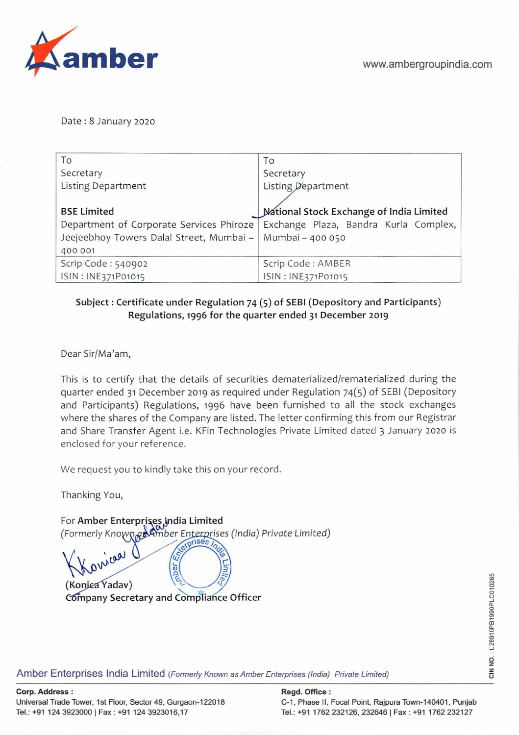www.ambergroupindia.com

Date : 8 January 2020

| To<br>Secretary<br>Listing Department<br><br>**BSE Limited**<br>Department of Corporate Services Phiroze Jeejeebhoy Towers Dalal Street, Mumbai – 400 001 | To<br>Secretary<br>Listing Department<br><br>**National Stock Exchange of India Limited**<br>Exchange Plaza, Bandra Kurla Complex, Mumbai – 400 050 |
|---|---|
| Scrip Code : 540902<br>ISIN : INE371P01015 | Scrip Code : AMBER<br>ISIN : INE371P01015 |

**Subject : Certificate under Regulation 74 (5) of SEBI (Depository and Participants) Regulations, 1996 for the quarter ended 31 December 2019**

Dear Sir/Ma'am,

This is to certify that the details of securities dematerialized/rematerialized during the quarter ended 31 December 2019 as required under Regulation 74(5) of SEBI (Depository and Participants) Regulations, 1996 have been furnished to all the stock exchanges where the shares of the Company are listed. The letter confirming this from our Registrar and Share Transfer Agent i.e. KFin Technologies Private Limited dated 3 January 2020 is enclosed for your reference.

We request you to kindly take this on your record.

Thanking You,

For **Amber Enterprises India Limited**
*(Formerly Known as Amber Enterprises (India) Private Limited)*

(Konica Yadav)
**Company Secretary and Compliance Officer**

Amber Enterprises India Limited *(Formerly Known as Amber Enterprises (India) Private Limited)*

**Corp. Address :**
Universal Trade Tower, 1st Floor, Sector 49, Gurgaon-122018
Tel.: +91 124 3923000 | Fax : +91 124 3923016,17

**Regd. Office :**
C-1, Phase II, Focal Point, Rajpura Town-140401, Punjab
Tel.: +91 1762 232126, 232646 | Fax : +91 1762 232127

CIN NO. : L28910PB1990PLC010265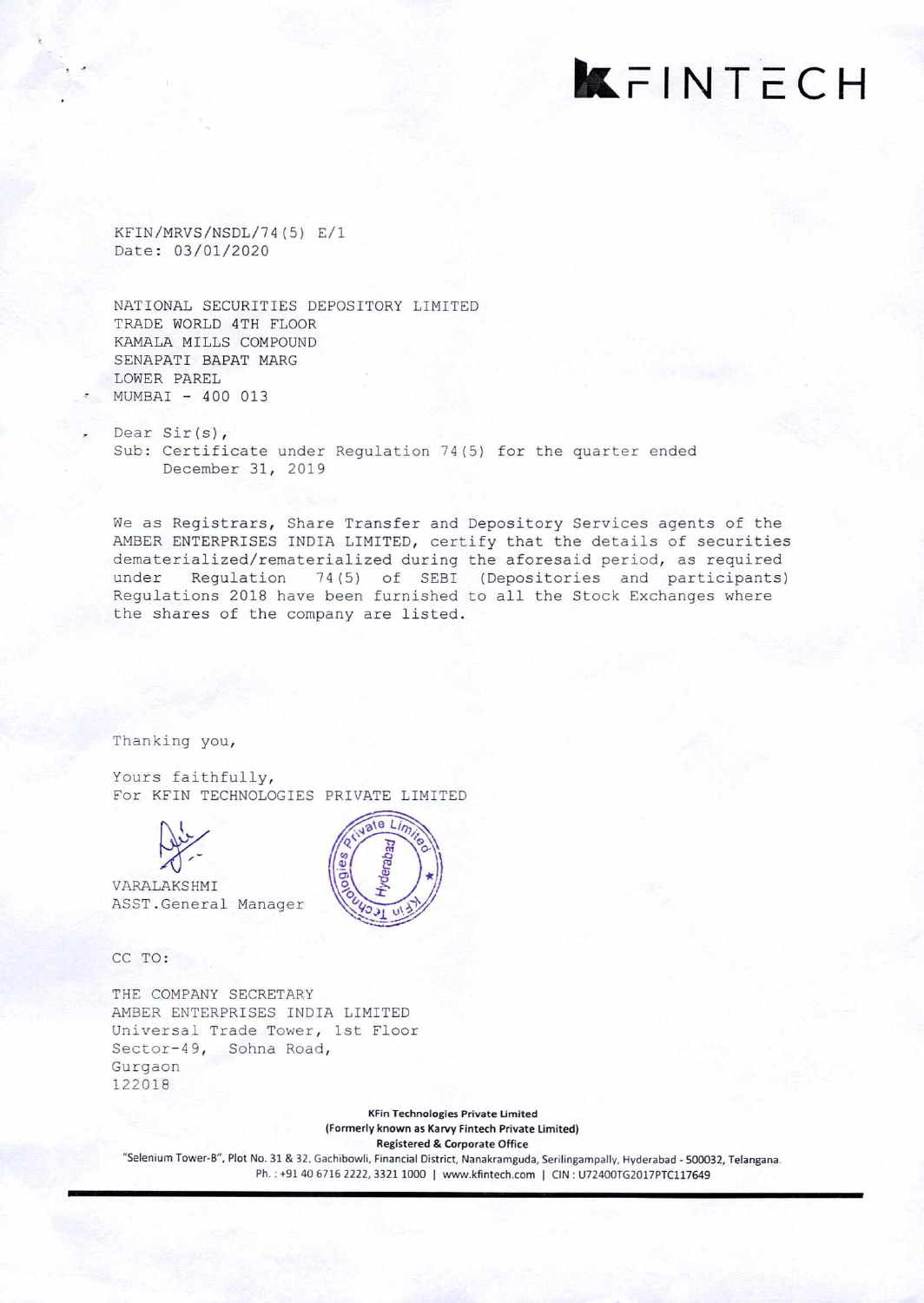KFINTECH

KFIN/MRVS/NSDL/74(5) E/1
Date: 03/01/2020

NATIONAL SECURITIES DEPOSITORY LIMITED
TRADE WORLD 4TH FLOOR
KAMALA MILLS COMPOUND
SENAPATI BAPAT MARG
LOWER PAREL
MUMBAI - 400 013

Dear Sir(s),

Sub: Certificate under Regulation 74(5) for the quarter ended December 31, 2019

We as Registrars, Share Transfer and Depository Services agents of the AMBER ENTERPRISES INDIA LIMITED, certify that the details of securities dematerialized/rematerialized during the aforesaid period, as required under Regulation 74(5) of SEBI (Depositories and participants) Regulations 2018 have been furnished to all the Stock Exchanges where the shares of the company are listed.

Thanking you,

Yours faithfully,
For KFIN TECHNOLOGIES PRIVATE LIMITED

VARALAKSHMI
ASST.General Manager

CC TO:

THE COMPANY SECRETARY
AMBER ENTERPRISES INDIA LIMITED
Universal Trade Tower, 1st Floor
Sector-49, Sohna Road,
Gurgaon
122018

**KFin Technologies Private Limited**
**(Formerly known as Karvy Fintech Private Limited)**
**Registered & Corporate Office**
"Selenium Tower-B", Plot No. 31 & 32, Gachibowli, Financial District, Nanakramguda, Serilingampally, Hyderabad - 500032, Telangana.
Ph.: +91 40 6716 2222, 3321 1000 | www.kfintech.com | CIN: U72400TG2017PTC117649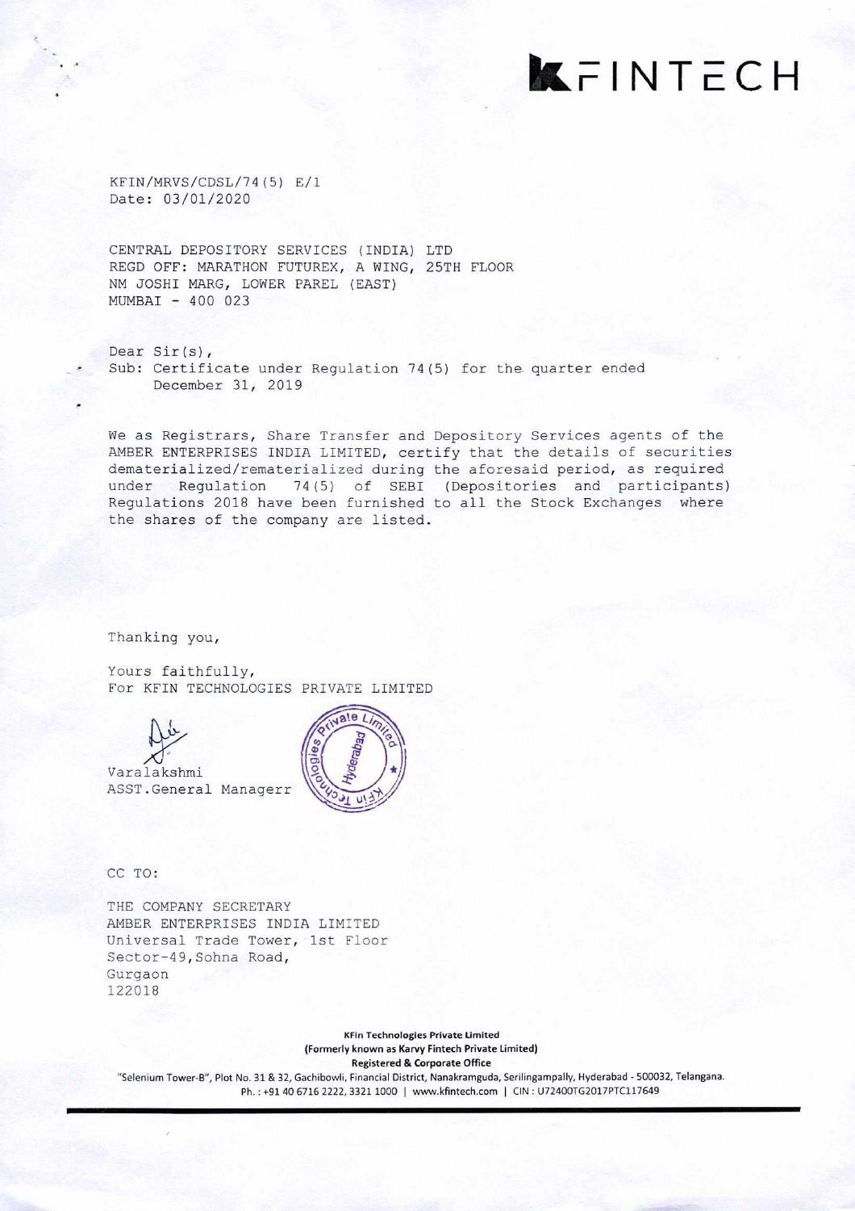# KFINTECH

KFIN/MRVS/CDSL/74(5) E/1
Date: 03/01/2020

CENTRAL DEPOSITORY SERVICES (INDIA) LTD
REGD OFF: MARATHON FUTUREX, A WING, 25TH FLOOR
NM JOSHI MARG, LOWER PAREL (EAST)
MUMBAI - 400 023

Dear Sir(s),

Sub: Certificate under Regulation 74(5) for the quarter ended December 31, 2019

We as Registrars, Share Transfer and Depository Services agents of the AMBER ENTERPRISES INDIA LIMITED, certify that the details of securities dematerialized/rematerialized during the aforesaid period, as required under Regulation 74(5) of SEBI (Depositories and participants) Regulations 2018 have been furnished to all the Stock Exchanges where the shares of the company are listed.

Thanking you,

Yours faithfully,
For KFIN TECHNOLOGIES PRIVATE LIMITED

Varalakshmi
ASST.General Managerr

CC TO:

THE COMPANY SECRETARY
AMBER ENTERPRISES INDIA LIMITED
Universal Trade Tower, 1st Floor
Sector-49,Sohna Road,
Gurgaon
122018

**KFin Technologies Private Limited**
**(Formerly known as Karvy Fintech Private Limited)**
**Registered & Corporate Office**
"Selenium Tower-B", Plot No. 31 & 32, Gachibowli, Financial District, Nanakramguda, Serilingampally, Hyderabad - 500032, Telangana.
Ph. : +91 40 6716 2222, 3321 1000 | www.kfintech.com | CIN : U72400TG2017PTC117649